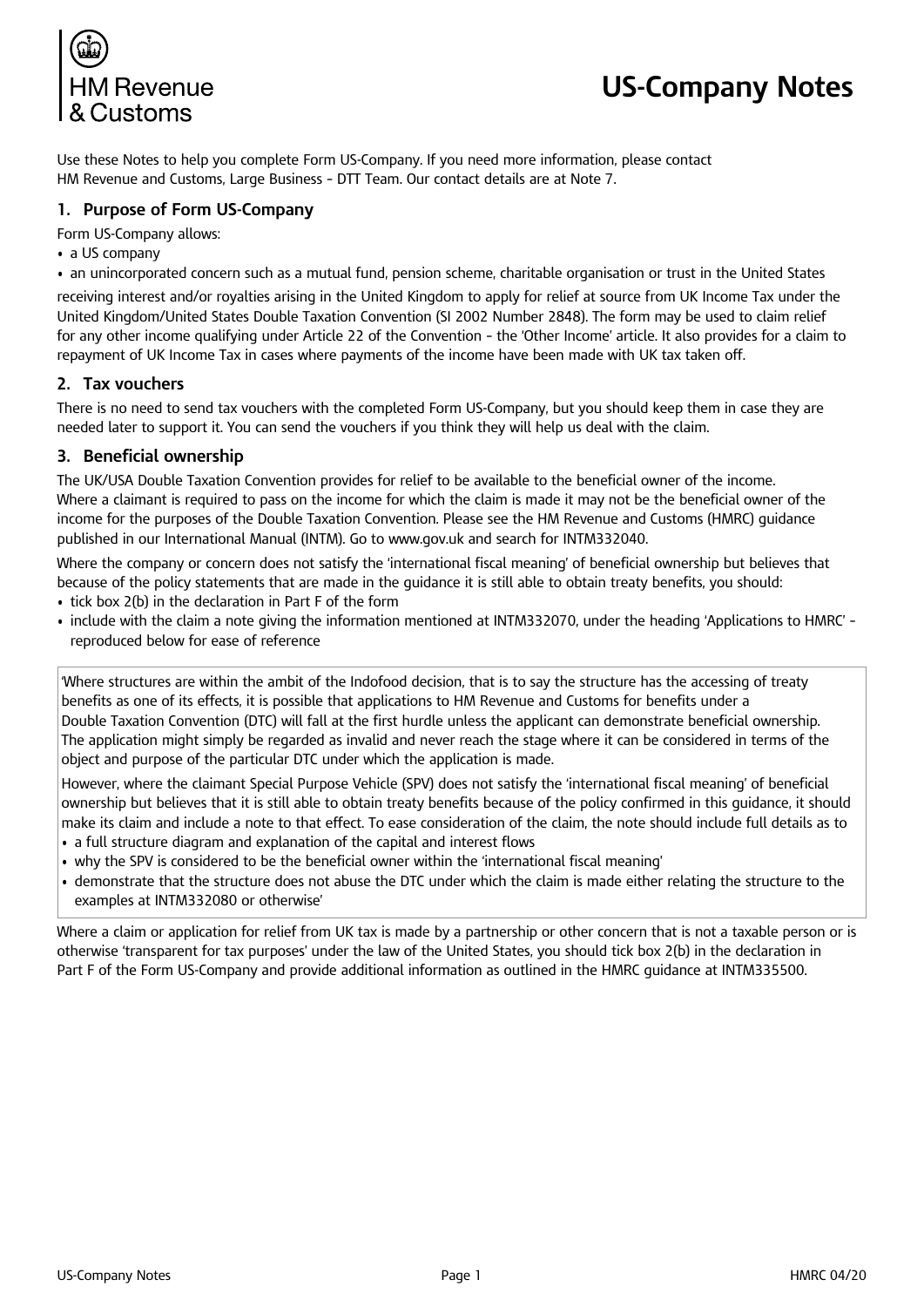# US-Company Notes

Use these Notes to help you complete Form US-Company. If you need more information, please contact HM Revenue and Customs, Large Business - DTT Team. Our contact details are at Note 7.

## 1. Purpose of Form US-Company

Form US-Company allows:

- a US company
- an unincorporated concern such as a mutual fund, pension scheme, charitable organisation or trust in the United States

receiving interest and/or royalties arising in the United Kingdom to apply for relief at source from UK Income Tax under the United Kingdom/United States Double Taxation Convention (SI 2002 Number 2848). The form may be used to claim relief for any other income qualifying under Article 22 of the Convention - the 'Other Income' article. It also provides for a claim to repayment of UK Income Tax in cases where payments of the income have been made with UK tax taken off.

## 2. Tax vouchers

There is no need to send tax vouchers with the completed Form US-Company, but you should keep them in case they are needed later to support it. You can send the vouchers if you think they will help us deal with the claim.

## 3. Beneficial ownership

The UK/USA Double Taxation Convention provides for relief to be available to the beneficial owner of the income. Where a claimant is required to pass on the income for which the claim is made it may not be the beneficial owner of the income for the purposes of the Double Taxation Convention. Please see the HM Revenue and Customs (HMRC) guidance published in our International Manual (INTM). Go to www.gov.uk and search for INTM332040.

Where the company or concern does not satisfy the 'international fiscal meaning' of beneficial ownership but believes that because of the policy statements that are made in the guidance it is still able to obtain treaty benefits, you should:

- tick box 2(b) in the declaration in Part F of the form
- include with the claim a note giving the information mentioned at INTM332070, under the heading 'Applications to HMRC' - reproduced below for ease of reference

> 'Where structures are within the ambit of the Indofood decision, that is to say the structure has the accessing of treaty benefits as one of its effects, it is possible that applications to HM Revenue and Customs for benefits under a Double Taxation Convention (DTC) will fall at the first hurdle unless the applicant can demonstrate beneficial ownership. The application might simply be regarded as invalid and never reach the stage where it can be considered in terms of the object and purpose of the particular DTC under which the application is made.
>
> However, where the claimant Special Purpose Vehicle (SPV) does not satisfy the 'international fiscal meaning' of beneficial ownership but believes that it is still able to obtain treaty benefits because of the policy confirmed in this guidance, it should make its claim and include a note to that effect. To ease consideration of the claim, the note should include full details as to
>
> - a full structure diagram and explanation of the capital and interest flows
> - why the SPV is considered to be the beneficial owner within the 'international fiscal meaning'
> - demonstrate that the structure does not abuse the DTC under which the claim is made either relating the structure to the examples at INTM332080 or otherwise'

Where a claim or application for relief from UK tax is made by a partnership or other concern that is not a taxable person or is otherwise 'transparent for tax purposes' under the law of the United States, you should tick box 2(b) in the declaration in Part F of the Form US-Company and provide additional information as outlined in the HMRC guidance at INTM335500.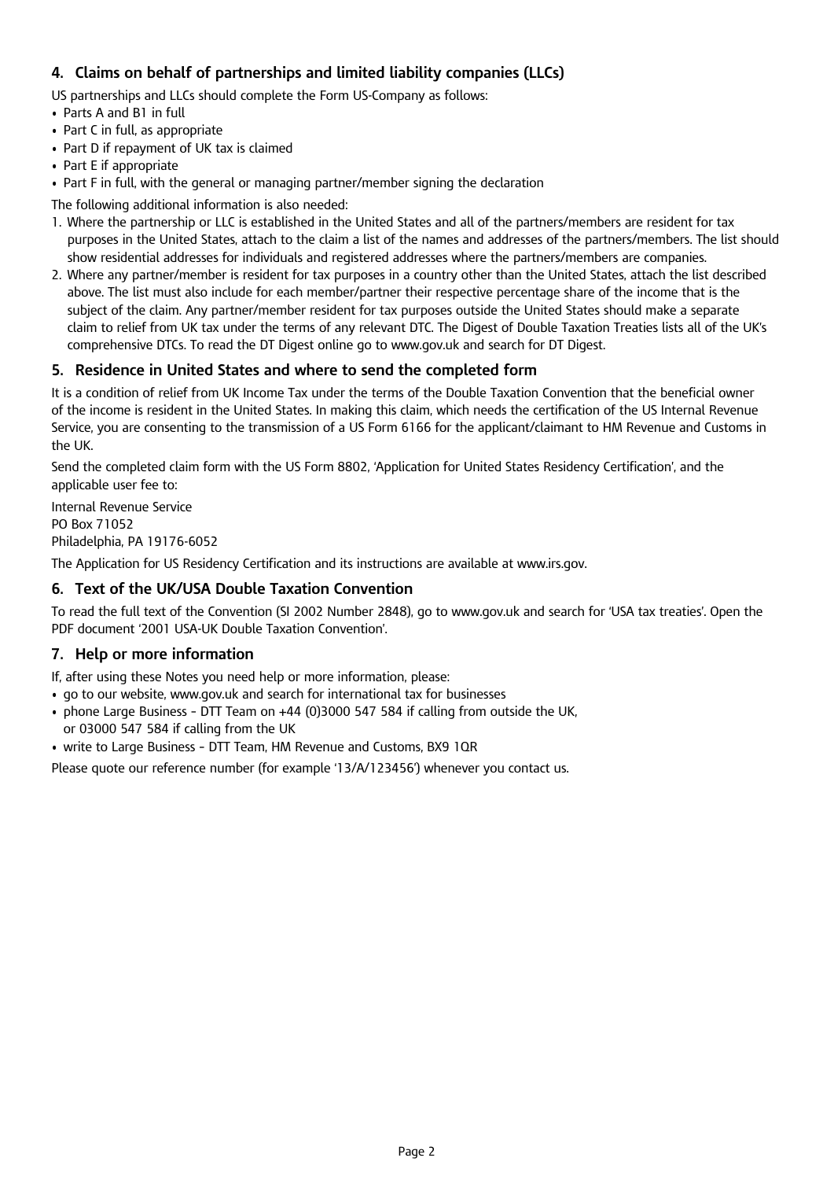## 4. Claims on behalf of partnerships and limited liability companies (LLCs)

US partnerships and LLCs should complete the Form US-Company as follows:

- Parts A and B1 in full
- Part C in full, as appropriate
- Part D if repayment of UK tax is claimed
- Part E if appropriate
- Part F in full, with the general or managing partner/member signing the declaration

The following additional information is also needed:

1. Where the partnership or LLC is established in the United States and all of the partners/members are resident for tax purposes in the United States, attach to the claim a list of the names and addresses of the partners/members. The list should show residential addresses for individuals and registered addresses where the partners/members are companies.
2. Where any partner/member is resident for tax purposes in a country other than the United States, attach the list described above. The list must also include for each member/partner their respective percentage share of the income that is the subject of the claim. Any partner/member resident for tax purposes outside the United States should make a separate claim to relief from UK tax under the terms of any relevant DTC. The Digest of Double Taxation Treaties lists all of the UK's comprehensive DTCs. To read the DT Digest online go to www.gov.uk and search for DT Digest.

## 5. Residence in United States and where to send the completed form

It is a condition of relief from UK Income Tax under the terms of the Double Taxation Convention that the beneficial owner of the income is resident in the United States. In making this claim, which needs the certification of the US Internal Revenue Service, you are consenting to the transmission of a US Form 6166 for the applicant/claimant to HM Revenue and Customs in the UK.

Send the completed claim form with the US Form 8802, 'Application for United States Residency Certification', and the applicable user fee to:

Internal Revenue Service
PO Box 71052
Philadelphia, PA 19176-6052

The Application for US Residency Certification and its instructions are available at www.irs.gov.

## 6. Text of the UK/USA Double Taxation Convention

To read the full text of the Convention (SI 2002 Number 2848), go to www.gov.uk and search for 'USA tax treaties'. Open the PDF document '2001 USA-UK Double Taxation Convention'.

## 7. Help or more information

If, after using these Notes you need help or more information, please:

- go to our website, www.gov.uk and search for international tax for businesses
- phone Large Business - DTT Team on +44 (0)3000 547 584 if calling from outside the UK, or 03000 547 584 if calling from the UK
- write to Large Business - DTT Team, HM Revenue and Customs, BX9 1QR

Please quote our reference number (for example '13/A/123456') whenever you contact us.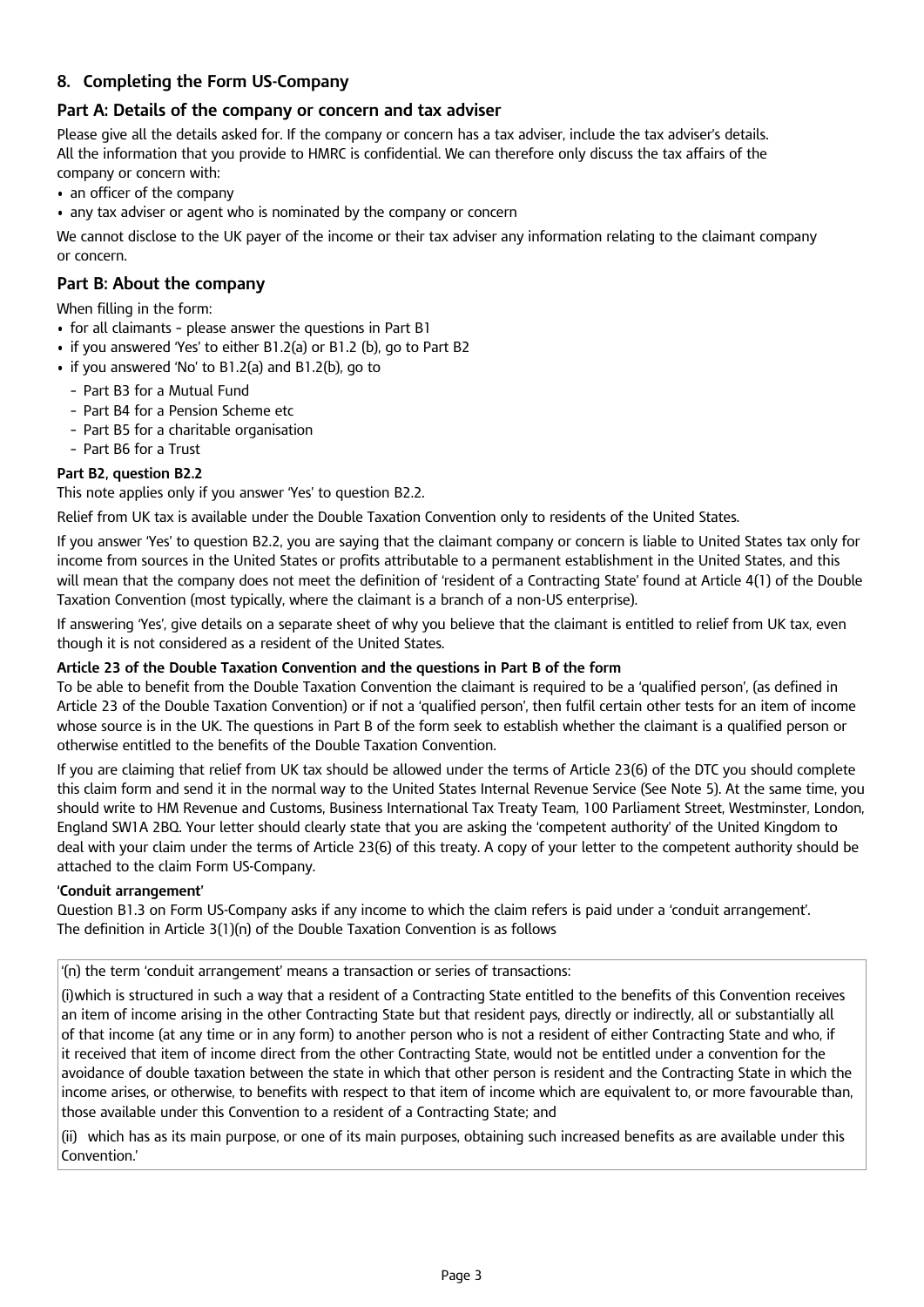## 8. Completing the Form US-Company

### Part A: Details of the company or concern and tax adviser

Please give all the details asked for. If the company or concern has a tax adviser, include the tax adviser's details. All the information that you provide to HMRC is confidential. We can therefore only discuss the tax affairs of the company or concern with:

- an officer of the company
- any tax adviser or agent who is nominated by the company or concern

We cannot disclose to the UK payer of the income or their tax adviser any information relating to the claimant company or concern.

### Part B: About the company

When filling in the form:

- for all claimants - please answer the questions in Part B1
- if you answered 'Yes' to either B1.2(a) or B1.2 (b), go to Part B2
- if you answered 'No' to B1.2(a) and B1.2(b), go to
  - Part B3 for a Mutual Fund
  - Part B4 for a Pension Scheme etc
  - Part B5 for a charitable organisation
  - Part B6 for a Trust

**Part B2, question B2.2**

This note applies only if you answer 'Yes' to question B2.2.

Relief from UK tax is available under the Double Taxation Convention only to residents of the United States.

If you answer 'Yes' to question B2.2, you are saying that the claimant company or concern is liable to United States tax only for income from sources in the United States or profits attributable to a permanent establishment in the United States, and this will mean that the company does not meet the definition of 'resident of a Contracting State' found at Article 4(1) of the Double Taxation Convention (most typically, where the claimant is a branch of a non-US enterprise).

If answering 'Yes', give details on a separate sheet of why you believe that the claimant is entitled to relief from UK tax, even though it is not considered as a resident of the United States.

**Article 23 of the Double Taxation Convention and the questions in Part B of the form**

To be able to benefit from the Double Taxation Convention the claimant is required to be a 'qualified person', (as defined in Article 23 of the Double Taxation Convention) or if not a 'qualified person', then fulfil certain other tests for an item of income whose source is in the UK. The questions in Part B of the form seek to establish whether the claimant is a qualified person or otherwise entitled to the benefits of the Double Taxation Convention.

If you are claiming that relief from UK tax should be allowed under the terms of Article 23(6) of the DTC you should complete this claim form and send it in the normal way to the United States Internal Revenue Service (See Note 5). At the same time, you should write to HM Revenue and Customs, Business International Tax Treaty Team, 100 Parliament Street, Westminster, London, England SW1A 2BQ. Your letter should clearly state that you are asking the 'competent authority' of the United Kingdom to deal with your claim under the terms of Article 23(6) of this treaty. A copy of your letter to the competent authority should be attached to the claim Form US-Company.

**'Conduit arrangement'**

Question B1.3 on Form US-Company asks if any income to which the claim refers is paid under a 'conduit arrangement'. The definition in Article 3(1)(n) of the Double Taxation Convention is as follows

> '(n) the term 'conduit arrangement' means a transaction or series of transactions:
>
> (i)which is structured in such a way that a resident of a Contracting State entitled to the benefits of this Convention receives an item of income arising in the other Contracting State but that resident pays, directly or indirectly, all or substantially all of that income (at any time or in any form) to another person who is not a resident of either Contracting State and who, if it received that item of income direct from the other Contracting State, would not be entitled under a convention for the avoidance of double taxation between the state in which that other person is resident and the Contracting State in which the income arises, or otherwise, to benefits with respect to that item of income which are equivalent to, or more favourable than, those available under this Convention to a resident of a Contracting State; and
>
> (ii) which has as its main purpose, or one of its main purposes, obtaining such increased benefits as are available under this Convention.'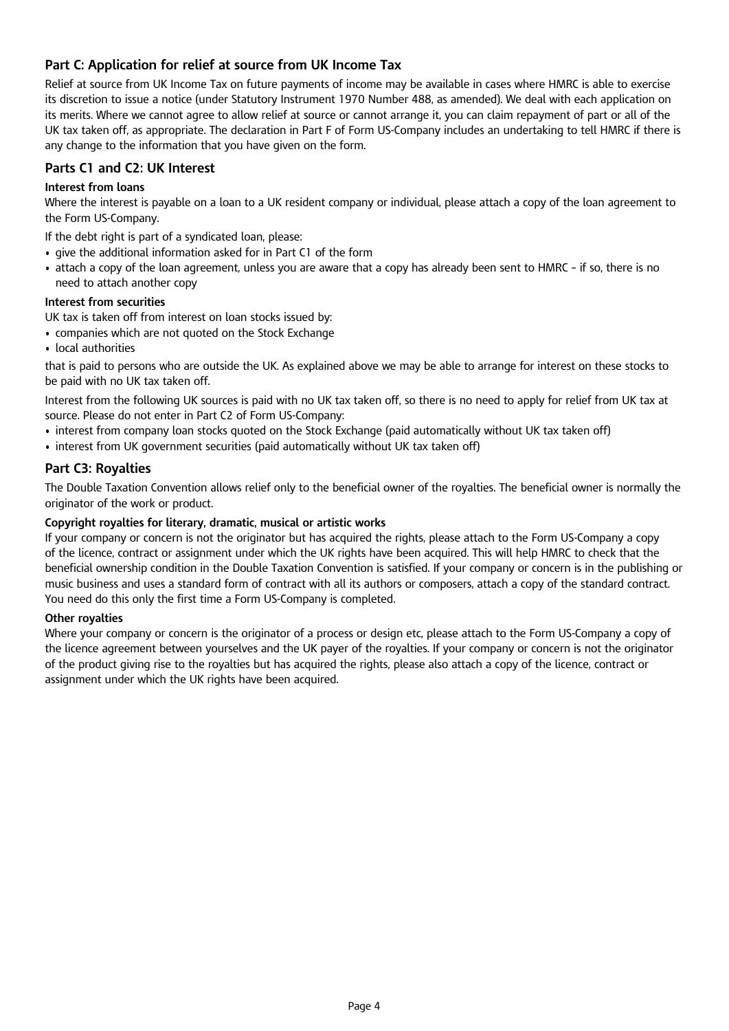## Part C: Application for relief at source from UK Income Tax

Relief at source from UK Income Tax on future payments of income may be available in cases where HMRC is able to exercise its discretion to issue a notice (under Statutory Instrument 1970 Number 488, as amended). We deal with each application on its merits. Where we cannot agree to allow relief at source or cannot arrange it, you can claim repayment of part or all of the UK tax taken off, as appropriate. The declaration in Part F of Form US-Company includes an undertaking to tell HMRC if there is any change to the information that you have given on the form.

## Parts C1 and C2: UK Interest

### Interest from loans

Where the interest is payable on a loan to a UK resident company or individual, please attach a copy of the loan agreement to the Form US-Company.

If the debt right is part of a syndicated loan, please:

- give the additional information asked for in Part C1 of the form
- attach a copy of the loan agreement, unless you are aware that a copy has already been sent to HMRC - if so, there is no need to attach another copy

### Interest from securities

UK tax is taken off from interest on loan stocks issued by:

- companies which are not quoted on the Stock Exchange
- local authorities

that is paid to persons who are outside the UK. As explained above we may be able to arrange for interest on these stocks to be paid with no UK tax taken off.

Interest from the following UK sources is paid with no UK tax taken off, so there is no need to apply for relief from UK tax at source. Please do not enter in Part C2 of Form US-Company:

- interest from company loan stocks quoted on the Stock Exchange (paid automatically without UK tax taken off)
- interest from UK government securities (paid automatically without UK tax taken off)

## Part C3: Royalties

The Double Taxation Convention allows relief only to the beneficial owner of the royalties. The beneficial owner is normally the originator of the work or product.

### Copyright royalties for literary, dramatic, musical or artistic works

If your company or concern is not the originator but has acquired the rights, please attach to the Form US-Company a copy of the licence, contract or assignment under which the UK rights have been acquired. This will help HMRC to check that the beneficial ownership condition in the Double Taxation Convention is satisfied. If your company or concern is in the publishing or music business and uses a standard form of contract with all its authors or composers, attach a copy of the standard contract. You need do this only the first time a Form US-Company is completed.

### Other royalties

Where your company or concern is the originator of a process or design etc, please attach to the Form US-Company a copy of the licence agreement between yourselves and the UK payer of the royalties. If your company or concern is not the originator of the product giving rise to the royalties but has acquired the rights, please also attach a copy of the licence, contract or assignment under which the UK rights have been acquired.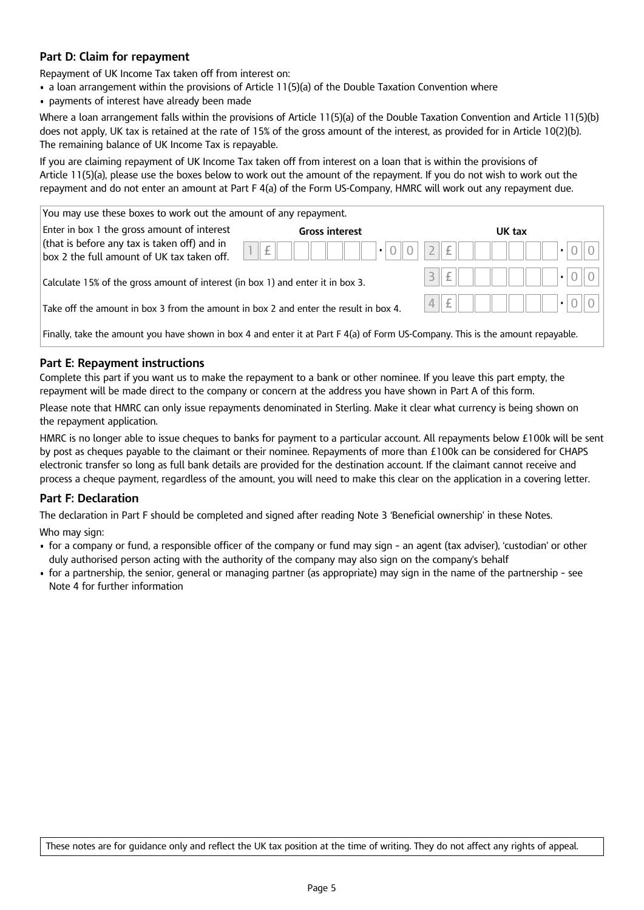## Part D: Claim for repayment

Repayment of UK Income Tax taken off from interest on:

- a loan arrangement within the provisions of Article 11(5)(a) of the Double Taxation Convention where
- payments of interest have already been made

Where a loan arrangement falls within the provisions of Article 11(5)(a) of the Double Taxation Convention and Article 11(5)(b) does not apply, UK tax is retained at the rate of 15% of the gross amount of the interest, as provided for in Article 10(2)(b). The remaining balance of UK Income Tax is repayable.

If you are claiming repayment of UK Income Tax taken off from interest on a loan that is within the provisions of Article 11(5)(a), please use the boxes below to work out the amount of the repayment. If you do not wish to work out the repayment and do not enter an amount at Part F 4(a) of the Form US-Company, HMRC will work out any repayment due.

| You may use these boxes to work out the amount of any repayment. | | |
|---|---|---|
| Enter in box 1 the gross amount of interest (that is before any tax is taken off) and in box 2 the full amount of UK tax taken off. | **Gross interest**<br>1 £ . 0 0 | **UK tax**<br>2 £ . 0 0 |
| Calculate 15% of the gross amount of interest (in box 1) and enter it in box 3. | | 3 £ . 0 0 |
| Take off the amount in box 3 from the amount in box 2 and enter the result in box 4. | | 4 £ . 0 0 |
| Finally, take the amount you have shown in box 4 and enter it at Part F 4(a) of Form US-Company. This is the amount repayable. | | |

## Part E: Repayment instructions

Complete this part if you want us to make the repayment to a bank or other nominee. If you leave this part empty, the repayment will be made direct to the company or concern at the address you have shown in Part A of this form.

Please note that HMRC can only issue repayments denominated in Sterling. Make it clear what currency is being shown on the repayment application.

HMRC is no longer able to issue cheques to banks for payment to a particular account. All repayments below £100k will be sent by post as cheques payable to the claimant or their nominee. Repayments of more than £100k can be considered for CHAPS electronic transfer so long as full bank details are provided for the destination account. If the claimant cannot receive and process a cheque payment, regardless of the amount, you will need to make this clear on the application in a covering letter.

## Part F: Declaration

The declaration in Part F should be completed and signed after reading Note 3 'Beneficial ownership' in these Notes.

Who may sign:

- for a company or fund, a responsible officer of the company or fund may sign - an agent (tax adviser), 'custodian' or other duly authorised person acting with the authority of the company may also sign on the company's behalf
- for a partnership, the senior, general or managing partner (as appropriate) may sign in the name of the partnership - see Note 4 for further information

These notes are for guidance only and reflect the UK tax position at the time of writing. They do not affect any rights of appeal.